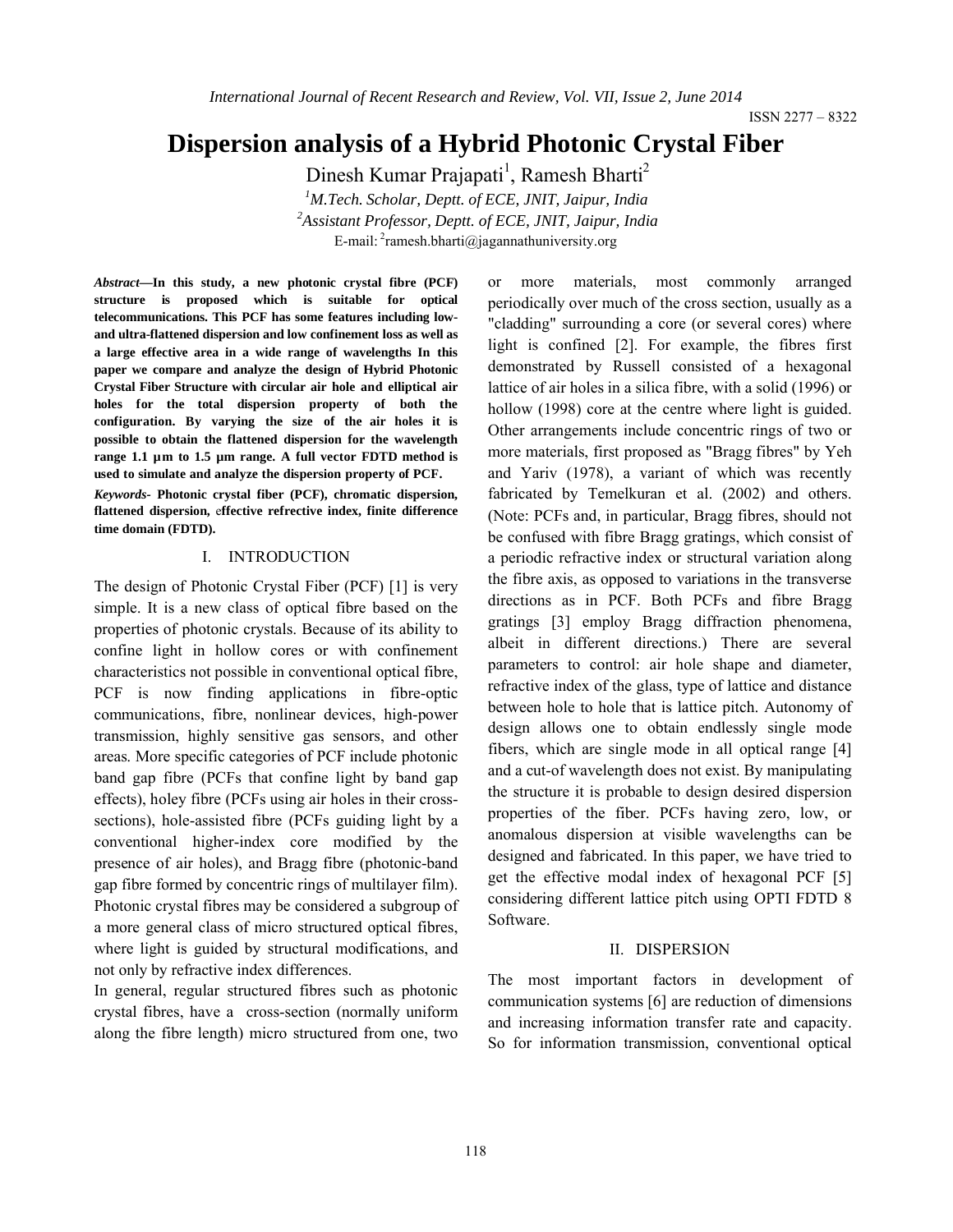# Dispersion analysis of a Hybrid Photonic Crystal Fiber

Dinesh Kumar Prajapati[1], Ramesh Bharti[2]

[1]*M.Tech. Scholar, Deptt. of ECE, JNIT, Jaipur, India*

[2]*Assistant Professor, Deptt. of ECE, JNIT, Jaipur, India*

E-mail: [2]ramesh.bharti@jagannathuniversity.org

***Abstract*—In this study, a new photonic crystal fibre (PCF) structure is proposed which is suitable for optical telecommunications. This PCF has some features including low- and ultra-flattened dispersion and low confinement loss as well as a large effective area in a wide range of wavelengths In this paper we compare and analyze the design of Hybrid Photonic Crystal Fiber Structure with circular air hole and elliptical air holes for the total dispersion property of both the configuration. By varying the size of the air holes it is possible to obtain the flattened dispersion for the wavelength range 1.1 µm to 1.5 µm range. A full vector FDTD method is used to simulate and analyze the dispersion property of PCF.**

***Keywords*- Photonic crystal fiber (PCF), chromatic dispersion, flattened dispersion, effective refrective index, finite difference time domain (FDTD).**

## I. INTRODUCTION

The design of Photonic Crystal Fiber (PCF) [1] is very simple. It is a new class of optical fibre based on the properties of photonic crystals. Because of its ability to confine light in hollow cores or with confinement characteristics not possible in conventional optical fibre, PCF is now finding applications in fibre-optic communications, fibre, nonlinear devices, high-power transmission, highly sensitive gas sensors, and other areas. More specific categories of PCF include photonic band gap fibre (PCFs that confine light by band gap effects), holey fibre (PCFs using air holes in their cross-sections), hole-assisted fibre (PCFs guiding light by a conventional higher-index core modified by the presence of air holes), and Bragg fibre (photonic-band gap fibre formed by concentric rings of multilayer film). Photonic crystal fibres may be considered a subgroup of a more general class of micro structured optical fibres, where light is guided by structural modifications, and not only by refractive index differences.

In general, regular structured fibres such as photonic crystal fibres, have a cross-section (normally uniform along the fibre length) micro structured from one, two or more materials, most commonly arranged periodically over much of the cross section, usually as a "cladding" surrounding a core (or several cores) where light is confined [2]. For example, the fibres first demonstrated by Russell consisted of a hexagonal lattice of air holes in a silica fibre, with a solid (1996) or hollow (1998) core at the centre where light is guided. Other arrangements include concentric rings of two or more materials, first proposed as "Bragg fibres" by Yeh and Yariv (1978), a variant of which was recently fabricated by Temelkuran et al. (2002) and others. (Note: PCFs and, in particular, Bragg fibres, should not be confused with fibre Bragg gratings, which consist of a periodic refractive index or structural variation along the fibre axis, as opposed to variations in the transverse directions as in PCF. Both PCFs and fibre Bragg gratings [3] employ Bragg diffraction phenomena, albeit in different directions.) There are several parameters to control: air hole shape and diameter, refractive index of the glass, type of lattice and distance between hole to hole that is lattice pitch. Autonomy of design allows one to obtain endlessly single mode fibers, which are single mode in all optical range [4] and a cut-of wavelength does not exist. By manipulating the structure it is probable to design desired dispersion properties of the fiber. PCFs having zero, low, or anomalous dispersion at visible wavelengths can be designed and fabricated. In this paper, we have tried to get the effective modal index of hexagonal PCF [5] considering different lattice pitch using OPTI FDTD 8 Software.

## II. DISPERSION

The most important factors in development of communication systems [6] are reduction of dimensions and increasing information transfer rate and capacity. So for information transmission, conventional optical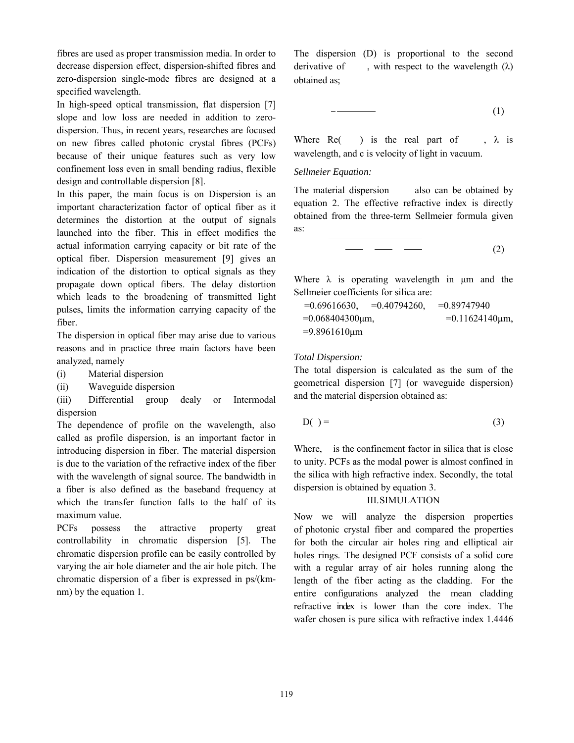fibres are used as proper transmission media. In order to decrease dispersion effect, dispersion-shifted fibres and zero-dispersion single-mode fibres are designed at a specified wavelength.

In high-speed optical transmission, flat dispersion [7] slope and low loss are needed in addition to zero-dispersion. Thus, in recent years, researches are focused on new fibres called photonic crystal fibres (PCFs) because of their unique features such as very low confinement loss even in small bending radius, flexible design and controllable dispersion [8].

In this paper, the main focus is on Dispersion is an important characterization factor of optical fiber as it determines the distortion at the output of signals launched into the fiber. This in effect modifies the actual information carrying capacity or bit rate of the optical fiber. Dispersion measurement [9] gives an indication of the distortion to optical signals as they propagate down optical fibers. The delay distortion which leads to the broadening of transmitted light pulses, limits the information carrying capacity of the fiber.

The dispersion in optical fiber may arise due to various reasons and in practice three main factors have been analyzed, namely

(i) Material dispersion

(ii) Waveguide dispersion

(iii) Differential group dealy or Intermodal dispersion

The dependence of profile on the wavelength, also called as profile dispersion, is an important factor in introducing dispersion in fiber. The material dispersion is due to the variation of the refractive index of the fiber with the wavelength of signal source. The bandwidth in a fiber is also defined as the baseband frequency at which the transfer function falls to the half of its maximum value.

PCFs possess the attractive property great controllability in chromatic dispersion [5]. The chromatic dispersion profile can be easily controlled by varying the air hole diameter and the air hole pitch. The chromatic dispersion of a fiber is expressed in ps/(km-nm) by the equation 1.

The dispersion (D) is proportional to the second derivative of , with respect to the wavelength ($\lambda$) obtained as;

(1)

Where Re( ) is the real part of , $\lambda$ is wavelength, and c is velocity of light in vacuum.

*Sellmeier Equation:*

The material dispersion also can be obtained by equation 2. The effective refractive index is directly obtained from the three-term Sellmeier formula given as:

(2)

Where $\lambda$ is operating wavelength in μm and the Sellmeier coefficients for silica are:

=0.69616630, =0.40794260, =0.89747940
=0.068404300μm, =0.11624140μm,
=9.8961610μm

*Total Dispersion:*

The total dispersion is calculated as the sum of the geometrical dispersion [7] (or waveguide dispersion) and the material dispersion obtained as:

D( ) = (3)

Where, is the confinement factor in silica that is close to unity. PCFs as the modal power is almost confined in the silica with high refractive index. Secondly, the total dispersion is obtained by equation 3.

## III. SIMULATION

Now we will analyze the dispersion properties of photonic crystal fiber and compared the properties for both the circular air holes ring and elliptical air holes rings. The designed PCF consists of a solid core with a regular array of air holes running along the length of the fiber acting as the cladding. For the entire configurations analyzed the mean cladding refractive index is lower than the core index. The wafer chosen is pure silica with refractive index 1.4446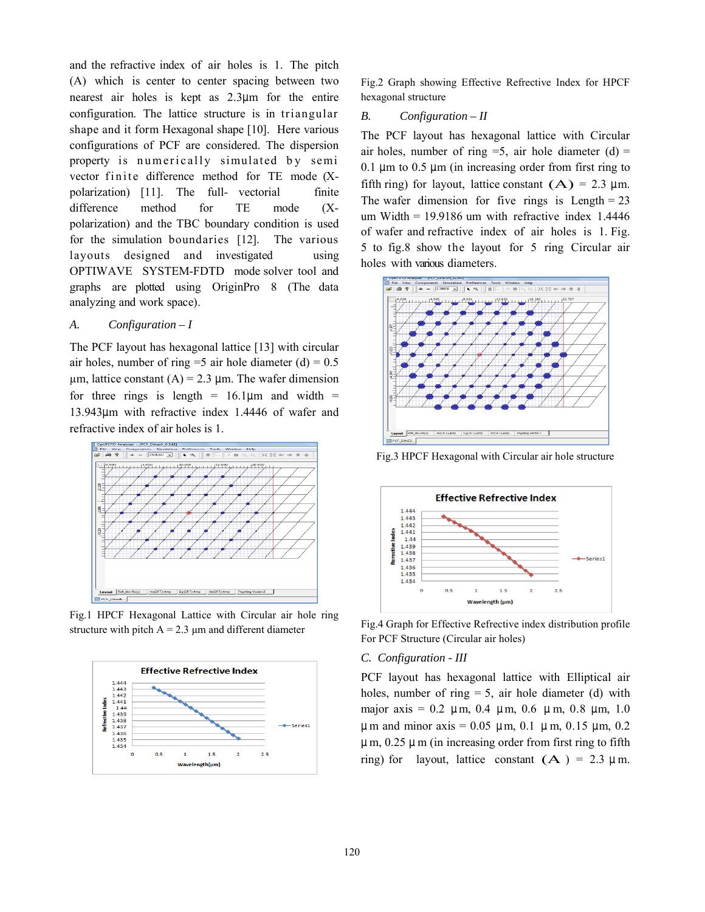and the refractive index of air holes is 1. The pitch (A) which is center to center spacing between two nearest air holes is kept as 2.3μm for the entire configuration. The lattice structure is in triangular shape and it form Hexagonal shape [10]. Here various configurations of PCF are considered. The dispersion property is numerically simulated by semi vector finite difference method for TE mode (X-polarization) [11]. The full- vectorial finite difference method for TE mode (X-polarization) and the TBC boundary condition is used for the simulation boundaries [12]. The various layouts designed and investigated using OPTIWAVE SYSTEM-FDTD mode solver tool and graphs are plotted using OriginPro 8 (The data analyzing and work space).

*A. Configuration – I*

The PCF layout has hexagonal lattice [13] with circular air holes, number of ring =5 air hole diameter (d) = 0.5 µm, lattice constant (A) = 2.3 µm. The wafer dimension for three rings is length = 16.1µm and width = 13.943µm with refractive index 1.4446 of wafer and refractive index of air holes is 1.

Fig.1 HPCF Hexagonal Lattice with Circular air hole ring structure with pitch A = 2.3 µm and different diameter

Fig.2 Graph showing Effective Refrective Index for HPCF hexagonal structure

*B. Configuration – II*

The PCF layout has hexagonal lattice with Circular air holes, number of ring =5, air hole diameter (d) = 0.1 µm to 0.5 µm (in increasing order from first ring to fifth ring) for layout, lattice constant (A) = 2.3 µm. The wafer dimension for five rings is Length = 23 um Width = 19.9186 um with refractive index 1.4446 of wafer and refractive index of air holes is 1. Fig. 5 to fig.8 show the layout for 5 ring Circular air holes with various diameters.

Fig.3 HPCF Hexagonal with Circular air hole structure

Fig.4 Graph for Effective Refrective index distribution profile For PCF Structure (Circular air holes)

*C. Configuration - III*

PCF layout has hexagonal lattice with Elliptical air holes, number of ring = 5, air hole diameter (d) with major axis = 0.2 µm, 0.4 µm, 0.6 µm, 0.8 µm, 1.0 µm and minor axis = 0.05 µm, 0.1 µm, 0.15 µm, 0.2 µm, 0.25 µm (in increasing order from first ring to fifth ring) for layout, lattice constant (A) = 2.3 µm.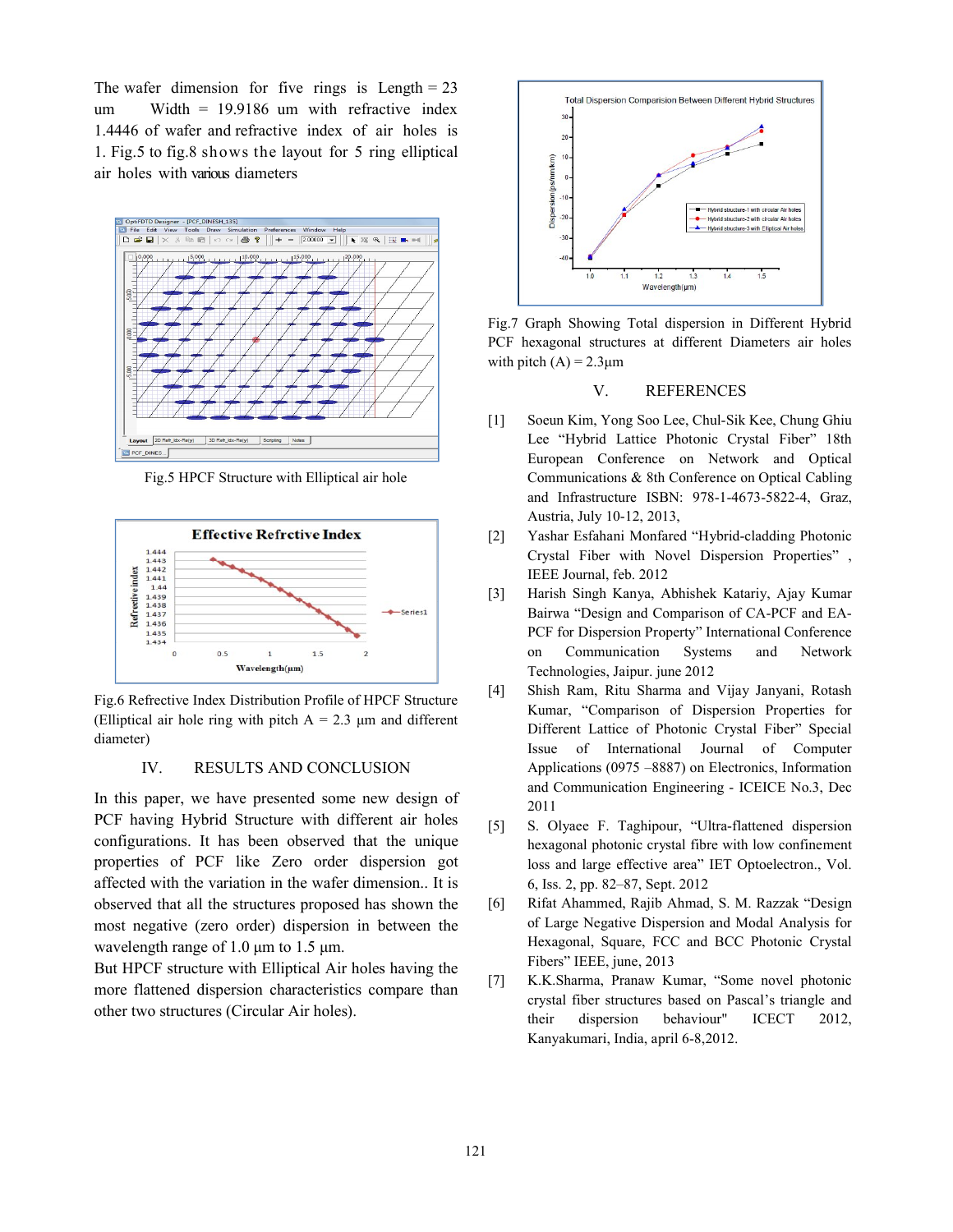The wafer dimension for five rings is Length = 23 um Width = 19.9186 um with refractive index 1.4446 of wafer and refractive index of air holes is 1. Fig.5 to fig.8 shows the layout for 5 ring elliptical air holes with various diameters

Fig.5 HPCF Structure with Elliptical air hole

Fig.6 Refrective Index Distribution Profile of HPCF Structure (Elliptical air hole ring with pitch A = 2.3 µm and different diameter)

## IV. RESULTS AND CONCLUSION

In this paper, we have presented some new design of PCF having Hybrid Structure with different air holes configurations. It has been observed that the unique properties of PCF like Zero order dispersion got affected with the variation in the wafer dimension.. It is observed that all the structures proposed has shown the most negative (zero order) dispersion in between the wavelength range of 1.0 µm to 1.5 µm.

But HPCF structure with Elliptical Air holes having the more flattened dispersion characteristics compare than other two structures (Circular Air holes).

Fig.7 Graph Showing Total dispersion in Different Hybrid PCF hexagonal structures at different Diameters air holes with pitch (A) = 2.3µm

## V. REFERENCES

[1] Soeun Kim, Yong Soo Lee, Chul-Sik Kee, Chung Ghiu Lee "Hybrid Lattice Photonic Crystal Fiber" 18th European Conference on Network and Optical Communications & 8th Conference on Optical Cabling and Infrastructure ISBN: 978-1-4673-5822-4, Graz, Austria, July 10-12, 2013,

[2] Yashar Esfahani Monfared "Hybrid-cladding Photonic Crystal Fiber with Novel Dispersion Properties" , IEEE Journal, feb. 2012

[3] Harish Singh Kanya, Abhishek Katariy, Ajay Kumar Bairwa "Design and Comparison of CA-PCF and EA-PCF for Dispersion Property" International Conference on Communication Systems and Network Technologies, Jaipur. june 2012

[4] Shish Ram, Ritu Sharma and Vijay Janyani, Rotash Kumar, "Comparison of Dispersion Properties for Different Lattice of Photonic Crystal Fiber" Special Issue of International Journal of Computer Applications (0975 –8887) on Electronics, Information and Communication Engineering - ICEICE No.3, Dec 2011

[5] S. Olyaee F. Taghipour, "Ultra-flattened dispersion hexagonal photonic crystal fibre with low confinement loss and large effective area" IET Optoelectron., Vol. 6, Iss. 2, pp. 82–87, Sept. 2012

[6] Rifat Ahammed, Rajib Ahmad, S. M. Razzak "Design of Large Negative Dispersion and Modal Analysis for Hexagonal, Square, FCC and BCC Photonic Crystal Fibers" IEEE, june, 2013

[7] K.K.Sharma, Pranaw Kumar, "Some novel photonic crystal fiber structures based on Pascal's triangle and their dispersion behaviour" ICECT 2012, Kanyakumari, India, april 6-8,2012.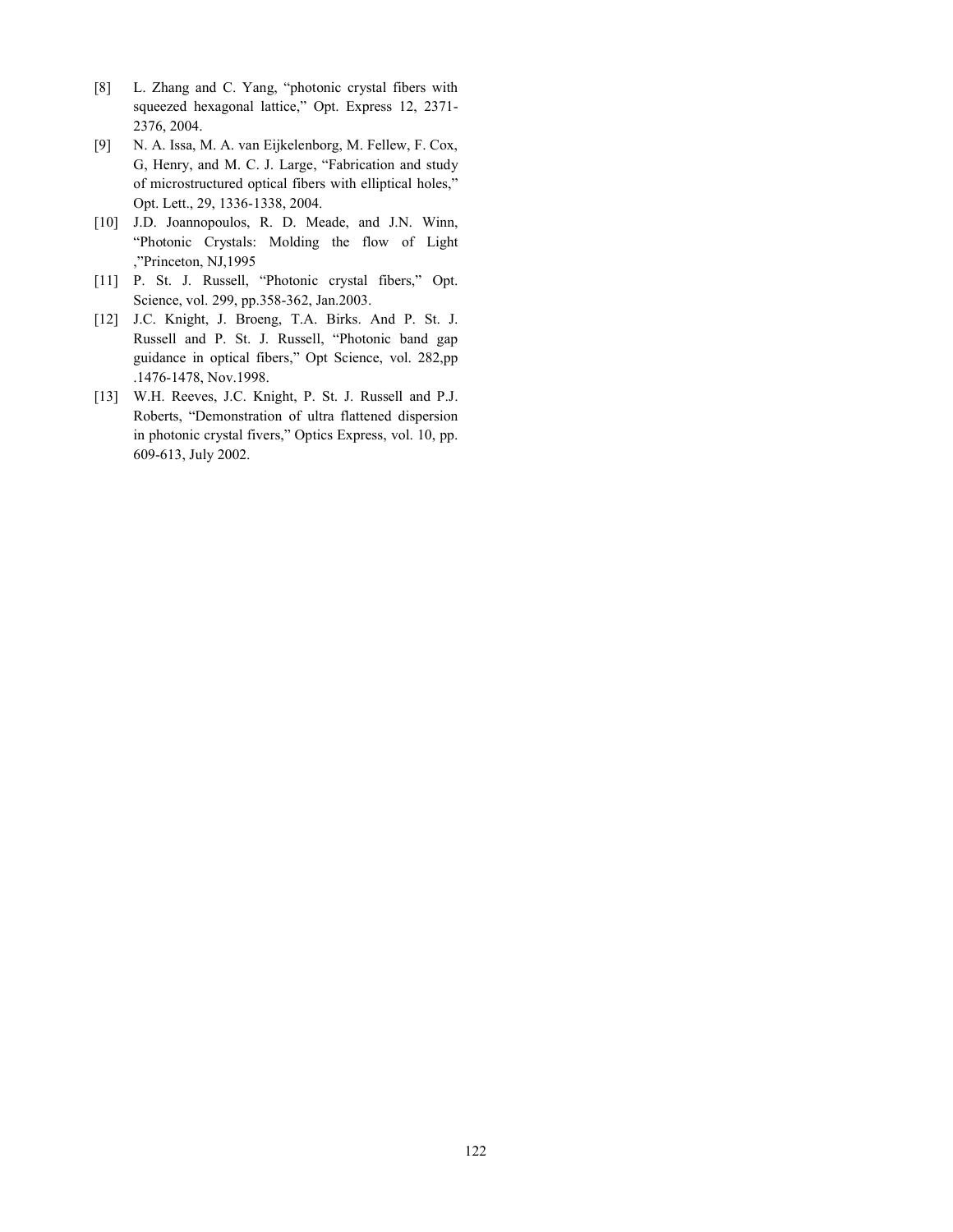[8] L. Zhang and C. Yang, “photonic crystal fibers with squeezed hexagonal lattice,” Opt. Express 12, 2371-2376, 2004.

[9] N. A. Issa, M. A. van Eijkelenborg, M. Fellew, F. Cox, G, Henry, and M. C. J. Large, “Fabrication and study of microstructured optical fibers with elliptical holes,” Opt. Lett., 29, 1336-1338, 2004.

[10] J.D. Joannopoulos, R. D. Meade, and J.N. Winn, “Photonic Crystals: Molding the flow of Light ,”Princeton, NJ,1995

[11] P. St. J. Russell, “Photonic crystal fibers,” Opt. Science, vol. 299, pp.358-362, Jan.2003.

[12] J.C. Knight, J. Broeng, T.A. Birks. And P. St. J. Russell and P. St. J. Russell, “Photonic band gap guidance in optical fibers,” Opt Science, vol. 282,pp .1476-1478, Nov.1998.

[13] W.H. Reeves, J.C. Knight, P. St. J. Russell and P.J. Roberts, “Demonstration of ultra flattened dispersion in photonic crystal fivers,” Optics Express, vol. 10, pp. 609-613, July 2002.